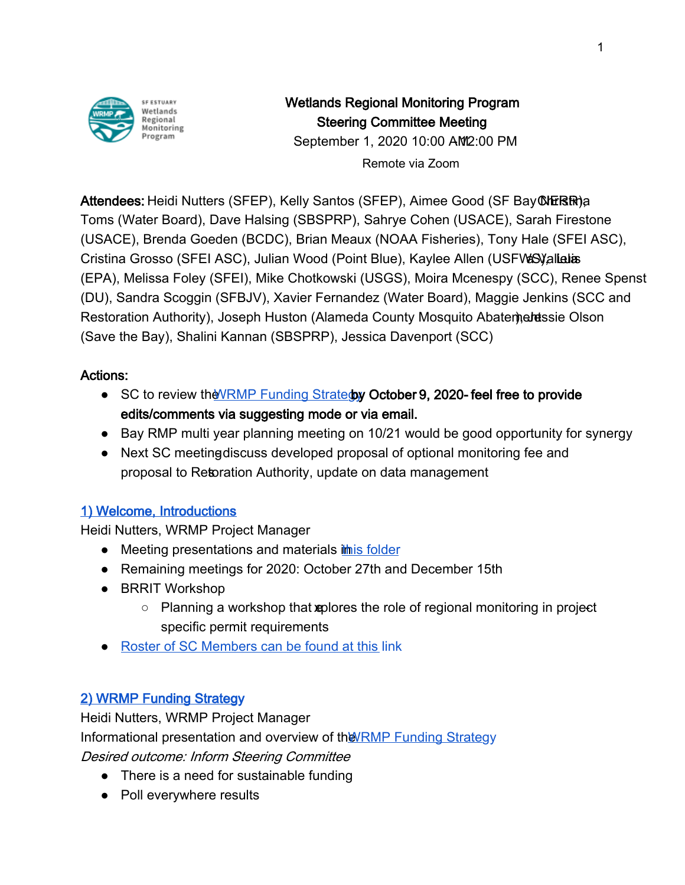SF ESTUARY Wetlands Regional Monitoring Program

# Wetlands Regional Monitoring Program
## Steering Committee Meeting
September 1, 2020 10:00 AM-12:00 PM
Remote via Zoom

**Attendees:** Heidi Nutters (SFEP), Kelly Santos (SFEP), Aimee Good (SF Bay NERR), Christina Toms (Water Board), Dave Halsing (SBSPRP), Sahrye Cohen (USACE), Sarah Firestone (USACE), Brenda Goeden (BCDC), Brian Meaux (NOAA Fisheries), Tony Hale (SFEI ASC), Cristina Grosso (SFEI ASC), Julian Wood (Point Blue), Kaylee Allen (USFWS), Luisa Valiela (EPA), Melissa Foley (SFEI), Mike Chotkowski (USGS), Moira Mcenespy (SCC), Renee Spenst (DU), Sandra Scoggin (SFBJV), Xavier Fernandez (Water Board), Maggie Jenkins (SCC and Restoration Authority), Joseph Huston (Alameda County Mosquito Abatement), Jessie Olson (Save the Bay), Shalini Kannan (SBSPRP), Jessica Davenport (SCC)

**Actions:**

- SC to review the [WRMP Funding Strategy] **by October 9, 2020- feel free to provide edits/comments via suggesting mode or via email.**
- Bay RMP multi year planning meeting on 10/21 would be good opportunity for synergy
- Next SC meeting- discuss developed proposal of optional monitoring fee and proposal to Restoration Authority, update on data management

### 1) Welcome, Introductions

Heidi Nutters, WRMP Project Manager

- Meeting presentations and materials in [this folder]
- Remaining meetings for 2020: October 27th and December 15th
- BRRIT Workshop
    - Planning a workshop that explores the role of regional monitoring in project-specific permit requirements
- [Roster of SC Members can be found at this link]

### 2) WRMP Funding Strategy

Heidi Nutters, WRMP Project Manager

Informational presentation and overview of the [WRMP Funding Strategy]

*Desired outcome: Inform Steering Committee*

- There is a need for sustainable funding
- Poll everywhere results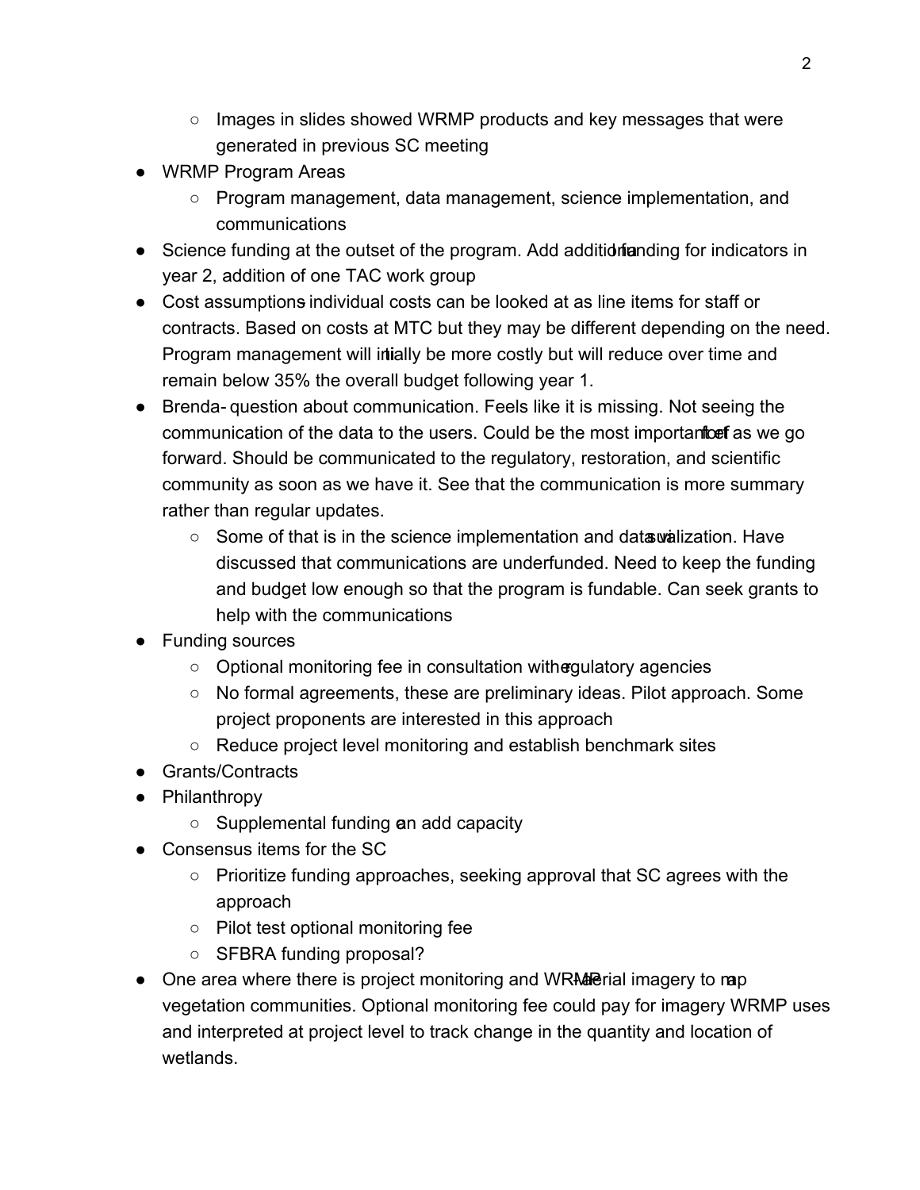- Images in slides showed WRMP products and key messages that were generated in previous SC meeting
- WRMP Program Areas
  - Program management, data management, science implementation, and communications
- Science funding at the outset of the program. Add additional funding for indicators in year 2, addition of one TAC work group
- Cost assumptions: individual costs can be looked at as line items for staff or contracts. Based on costs at MTC but they may be different depending on the need. Program management will initially be more costly but will reduce over time and remain below 35% the overall budget following year 1.
- Brenda- question about communication. Feels like it is missing. Not seeing the communication of the data to the users. Could be the most important effort as we go forward. Should be communicated to the regulatory, restoration, and scientific community as soon as we have it. See that the communication is more summary rather than regular updates.
  - Some of that is in the science implementation and data visualization. Have discussed that communications are underfunded. Need to keep the funding and budget low enough so that the program is fundable. Can seek grants to help with the communications
- Funding sources
  - Optional monitoring fee in consultation with regulatory agencies
  - No formal agreements, these are preliminary ideas. Pilot approach. Some project proponents are interested in this approach
  - Reduce project level monitoring and establish benchmark sites
- Grants/Contracts
- Philanthropy
  - Supplemental funding can add capacity
- Consensus items for the SC
  - Prioritize funding approaches, seeking approval that SC agrees with the approach
  - Pilot test optional monitoring fee
  - SFBRA funding proposal?
- One area where there is project monitoring and WRMP- Aerial imagery to map vegetation communities. Optional monitoring fee could pay for imagery WRMP uses and interpreted at project level to track change in the quantity and location of wetlands.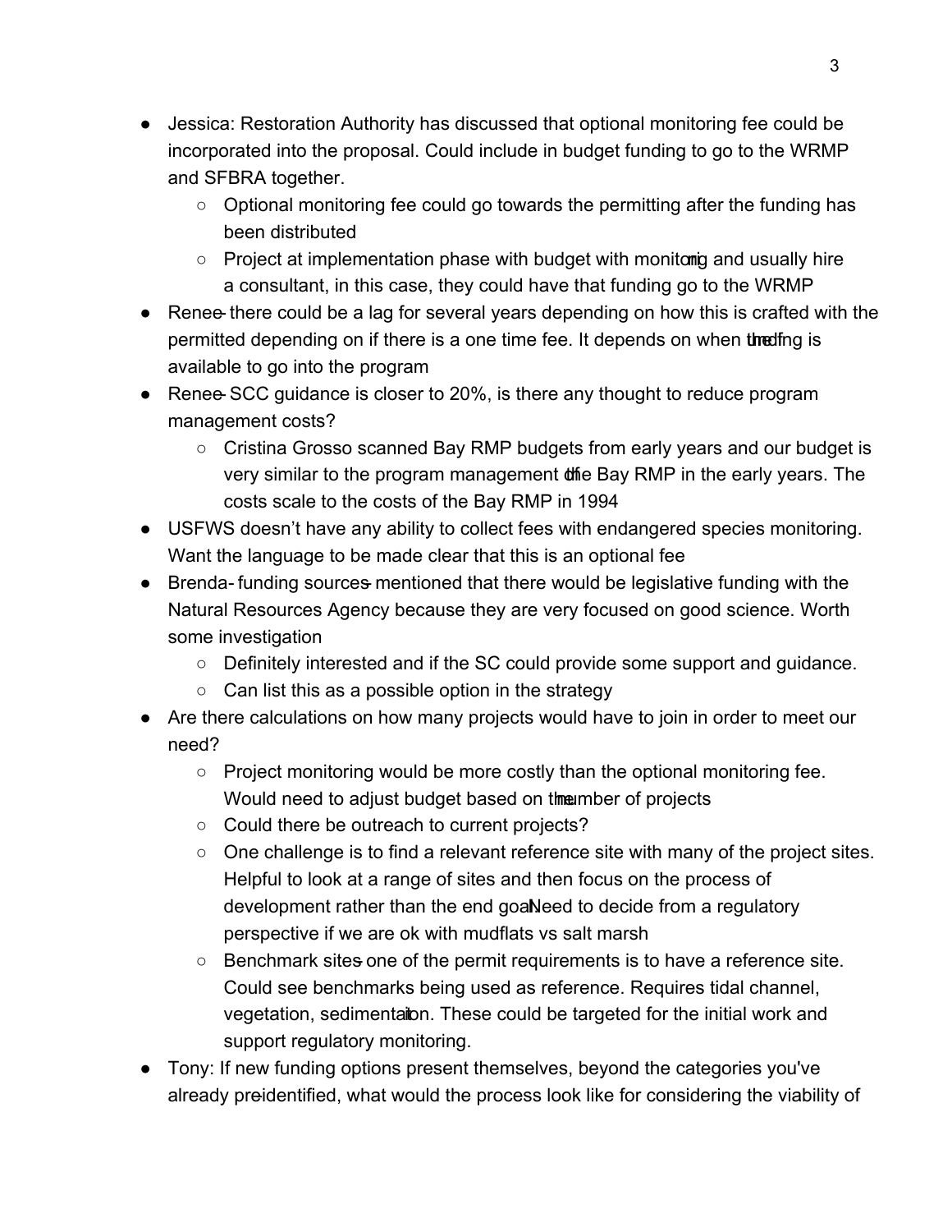- Jessica: Restoration Authority has discussed that optional monitoring fee could be incorporated into the proposal. Could include in budget funding to go to the WRMP and SFBRA together.
  - Optional monitoring fee could go towards the permitting after the funding has been distributed
  - Project at implementation phase with budget with monitoring and usually hire a consultant, in this case, they could have that funding go to the WRMP
- Renee- there could be a lag for several years depending on how this is crafted with the permitted depending on if there is a one time fee. It depends on when the funding is available to go into the program
- Renee- SCC guidance is closer to 20%, is there any thought to reduce program management costs?
  - Cristina Grosso scanned Bay RMP budgets from early years and our budget is very similar to the program management of the Bay RMP in the early years. The costs scale to the costs of the Bay RMP in 1994
- USFWS doesn't have any ability to collect fees with endangered species monitoring. Want the language to be made clear that this is an optional fee
- Brenda- funding sources- mentioned that there would be legislative funding with the Natural Resources Agency because they are very focused on good science. Worth some investigation
  - Definitely interested and if the SC could provide some support and guidance.
  - Can list this as a possible option in the strategy
- Are there calculations on how many projects would have to join in order to meet our need?
  - Project monitoring would be more costly than the optional monitoring fee. Would need to adjust budget based on the number of projects
  - Could there be outreach to current projects?
  - One challenge is to find a relevant reference site with many of the project sites. Helpful to look at a range of sites and then focus on the process of development rather than the end goal. Need to decide from a regulatory perspective if we are ok with mudflats vs salt marsh
  - Benchmark sites- one of the permit requirements is to have a reference site. Could see benchmarks being used as reference. Requires tidal channel, vegetation, sedimentation. These could be targeted for the initial work and support regulatory monitoring.
- Tony: If new funding options present themselves, beyond the categories you've already pre-identified, what would the process look like for considering the viability of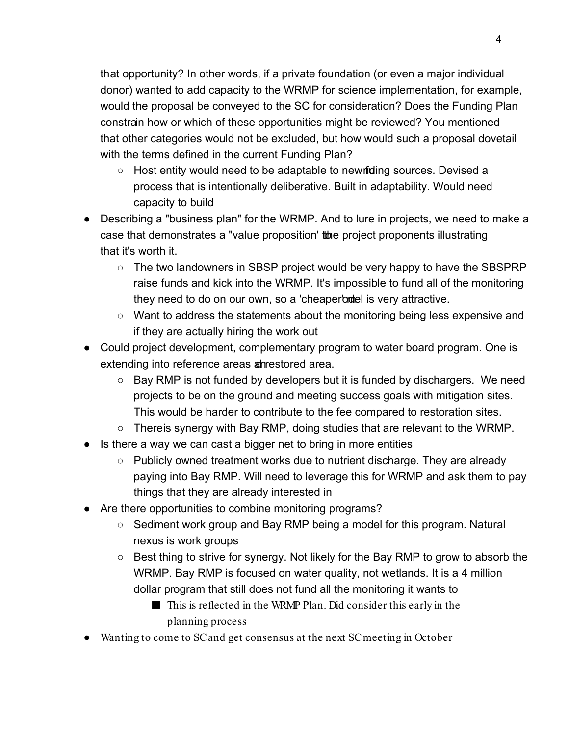that opportunity? In other words, if a private foundation (or even a major individual donor) wanted to add capacity to the WRMP for science implementation, for example, would the proposal be conveyed to the SC for consideration? Does the Funding Plan constrain how or which of these opportunities might be reviewed? You mentioned that other categories would not be excluded, but how would such a proposal dovetail with the terms defined in the current Funding Plan?

  - Host entity would need to be adaptable to new funding sources. Devised a process that is intentionally deliberative. Built in adaptability. Would need capacity to build
- Describing a "business plan" for the WRMP. And to lure in projects, we need to make a case that demonstrates a "value proposition' to the project proponents illustrating that it's worth it.
  - The two landowners in SBSP project would be very happy to have the SBSPRP raise funds and kick into the WRMP. It's impossible to fund all of the monitoring they need to do on our own, so a 'cheaper' model is very attractive.
  - Want to address the statements about the monitoring being less expensive and if they are actually hiring the work out
- Could project development, complementary program to water board program. One is extending into reference areas and restored area.
  - Bay RMP is not funded by developers but it is funded by dischargers. We need projects to be on the ground and meeting success goals with mitigation sites. This would be harder to contribute to the fee compared to restoration sites.
  - There is synergy with Bay RMP, doing studies that are relevant to the WRMP.
- Is there a way we can cast a bigger net to bring in more entities
  - Publicly owned treatment works due to nutrient discharge. They are already paying into Bay RMP. Will need to leverage this for WRMP and ask them to pay things that they are already interested in
- Are there opportunities to combine monitoring programs?
  - Sediment work group and Bay RMP being a model for this program. Natural nexus is work groups
  - Best thing to strive for synergy. Not likely for the Bay RMP to grow to absorb the WRMP. Bay RMP is focused on water quality, not wetlands. It is a 4 million dollar program that still does not fund all the monitoring it wants to
    - This is reflected in the WRMP Plan. Did consider this early in the planning process
- Wanting to come to SC and get consensus at the next SC meeting in October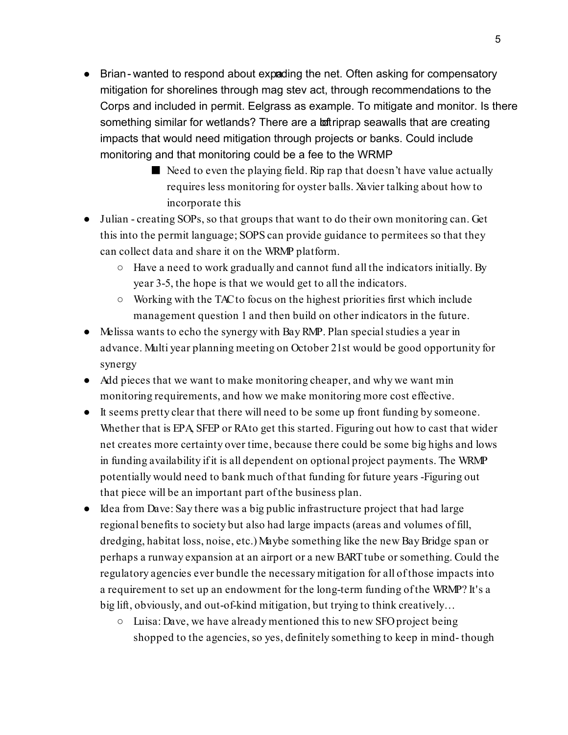- Brian - wanted to respond about expanding the net. Often asking for compensatory mitigation for shorelines through mag stev act, through recommendations to the Corps and included in permit. Eelgrass as example. To mitigate and monitor. Is there something similar for wetlands? There are a lot of riprap seawalls that are creating impacts that would need mitigation through projects or banks. Could include monitoring and that monitoring could be a fee to the WRMP
    - Need to even the playing field. Rip rap that doesn't have value actually requires less monitoring for oyster balls. Xavier talking about how to incorporate this
- Julian - creating SOPs, so that groups that want to do their own monitoring can. Get this into the permit language; SOPS can provide guidance to permitees so that they can collect data and share it on the WRMP platform.
    - Have a need to work gradually and cannot fund all the indicators initially. By year 3-5, the hope is that we would get to all the indicators.
    - Working with the TAC to focus on the highest priorities first which include management question 1 and then build on other indicators in the future.
- Melissa wants to echo the synergy with Bay RMP. Plan special studies a year in advance. Multi year planning meeting on October 21st would be good opportunity for synergy
- Add pieces that we want to make monitoring cheaper, and why we want min monitoring requirements, and how we make monitoring more cost effective.
- It seems pretty clear that there will need to be some up front funding by someone. Whether that is EPA, SFEP or RA to get this started. Figuring out how to cast that wider net creates more certainty over time, because there could be some big highs and lows in funding availability if it is all dependent on optional project payments. The WRMP potentially would need to bank much of that funding for future years -Figuring out that piece will be an important part of the business plan.
- Idea from Dave: Say there was a big public infrastructure project that had large regional benefits to society but also had large impacts (areas and volumes of fill, dredging, habitat loss, noise, etc.) Maybe something like the new Bay Bridge span or perhaps a runway expansion at an airport or a new BART tube or something. Could the regulatory agencies ever bundle the necessary mitigation for all of those impacts into a requirement to set up an endowment for the long-term funding of the WRMP? It's a big lift, obviously, and out-of-kind mitigation, but trying to think creatively…
    - Luisa: Dave, we have already mentioned this to new SFO project being shopped to the agencies, so yes, definitely something to keep in mind- though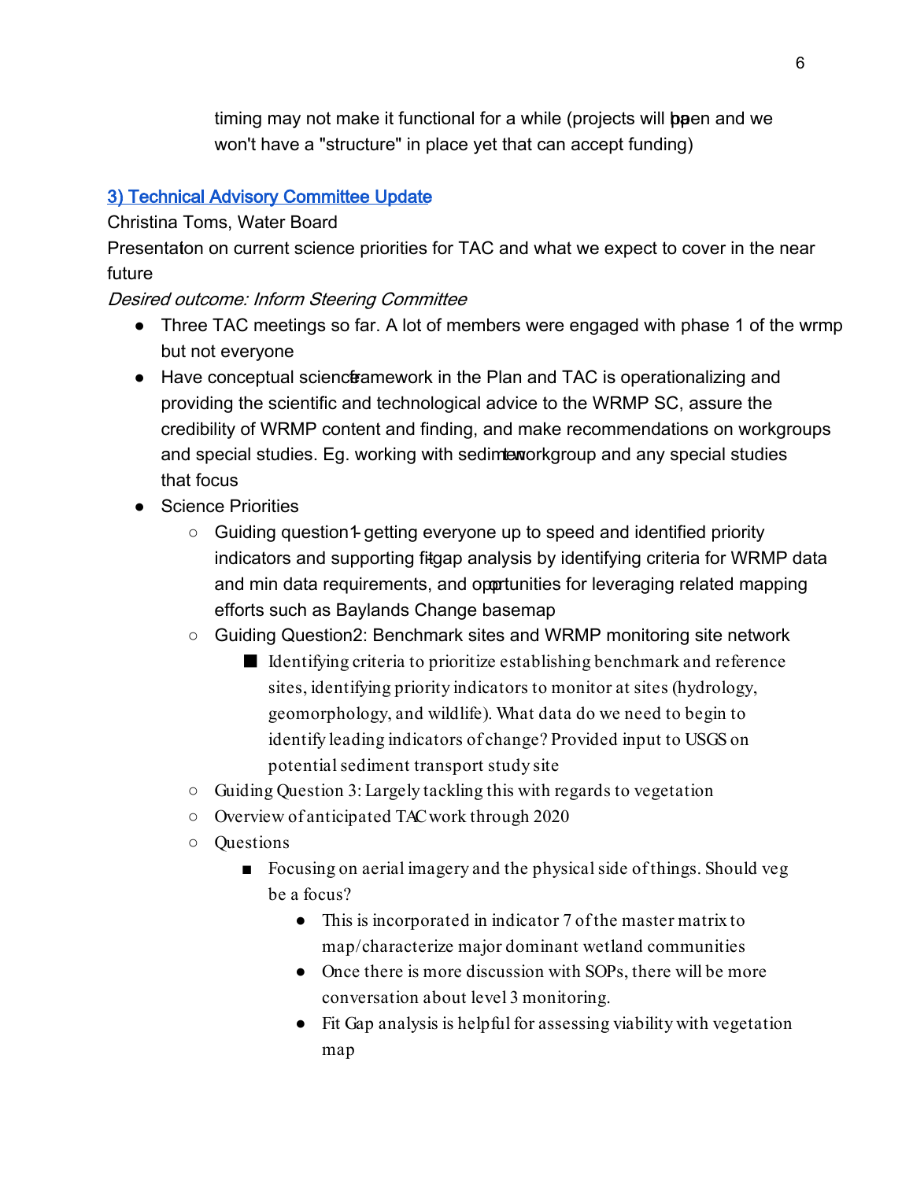timing may not make it functional for a while (projects will open and we won't have a "structure" in place yet that can accept funding)

### [3) Technical Advisory Committee Update]

Christina Toms, Water Board

Presentation on current science priorities for TAC and what we expect to cover in the near future

*Desired outcome: Inform Steering Committee*

- Three TAC meetings so far. A lot of members were engaged with phase 1 of the wrmp but not everyone
- Have conceptual science framework in the Plan and TAC is operationalizing and providing the scientific and technological advice to the WRMP SC, assure the credibility of WRMP content and finding, and make recommendations on workgroups and special studies. Eg. working with sediment workgroup and any special studies that focus
- Science Priorities
  - Guiding question 1- getting everyone up to speed and identified priority indicators and supporting fit-gap analysis by identifying criteria for WRMP data and min data requirements, and opportunities for leveraging related mapping efforts such as Baylands Change basemap
  - Guiding Question 2: Benchmark sites and WRMP monitoring site network
    - Identifying criteria to prioritize establishing benchmark and reference sites, identifying priority indicators to monitor at sites (hydrology, geomorphology, and wildlife). What data do we need to begin to identify leading indicators of change? Provided input to USGS on potential sediment transport study site
  - Guiding Question 3: Largely tackling this with regards to vegetation
  - Overview of anticipated TAC work through 2020
  - Questions
    - Focusing on aerial imagery and the physical side of things. Should veg be a focus?
      - This is incorporated in indicator 7 of the master matrix to map/characterize major dominant wetland communities
      - Once there is more discussion with SOPs, there will be more conversation about level 3 monitoring.
      - Fit Gap analysis is helpful for assessing viability with vegetation map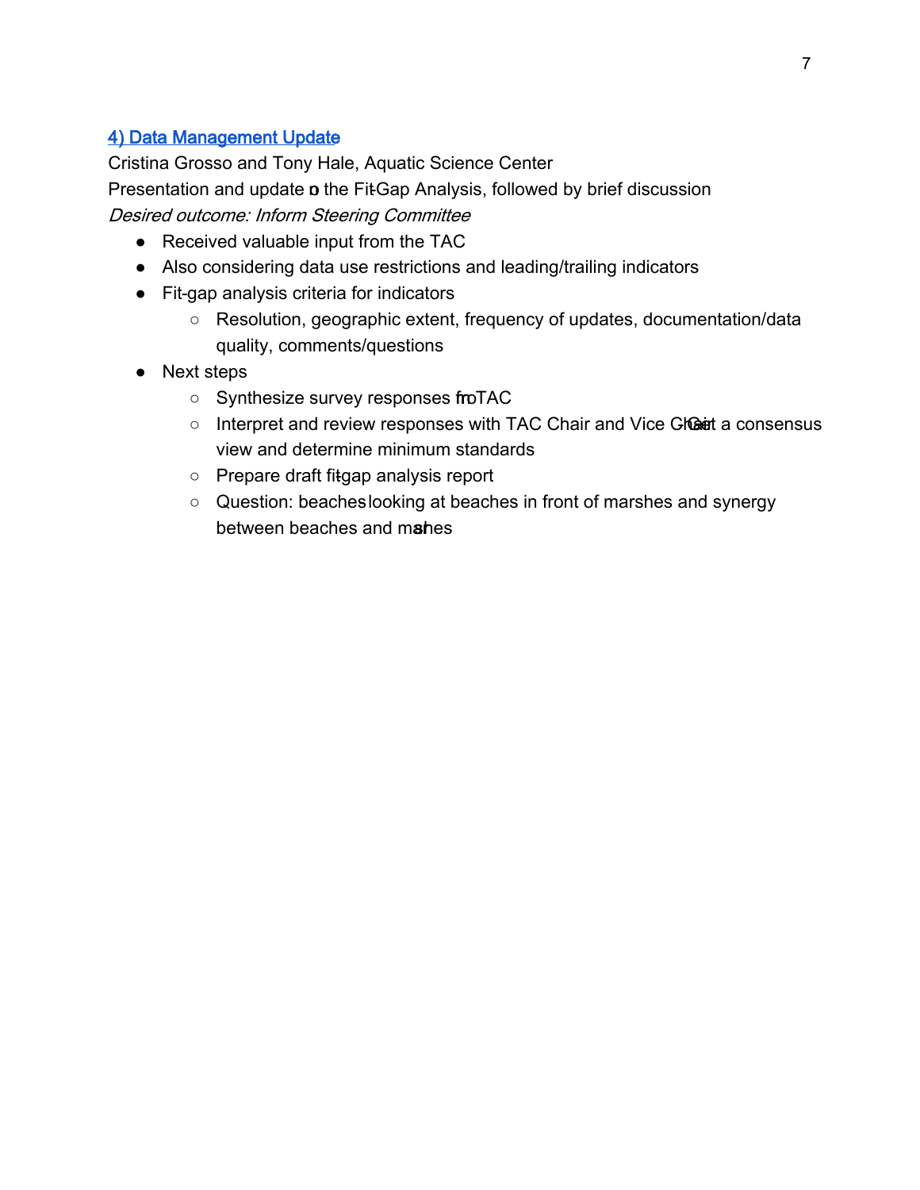## [4) Data Management Update]

Cristina Grosso and Tony Hale, Aquatic Science Center

Presentation and update to the Fit-Gap Analysis, followed by brief discussion

*Desired outcome: Inform Steering Committee*

- Received valuable input from the TAC
- Also considering data use restrictions and leading/trailing indicators
- Fit-gap analysis criteria for indicators
  - Resolution, geographic extent, frequency of updates, documentation/data quality, comments/questions
- Next steps
  - Synthesize survey responses from TAC
  - Interpret and review responses with TAC Chair and Vice Chair. Get a consensus view and determine minimum standards
  - Prepare draft fit-gap analysis report
  - Question: beaches looking at beaches in front of marshes and synergy between beaches and marshes